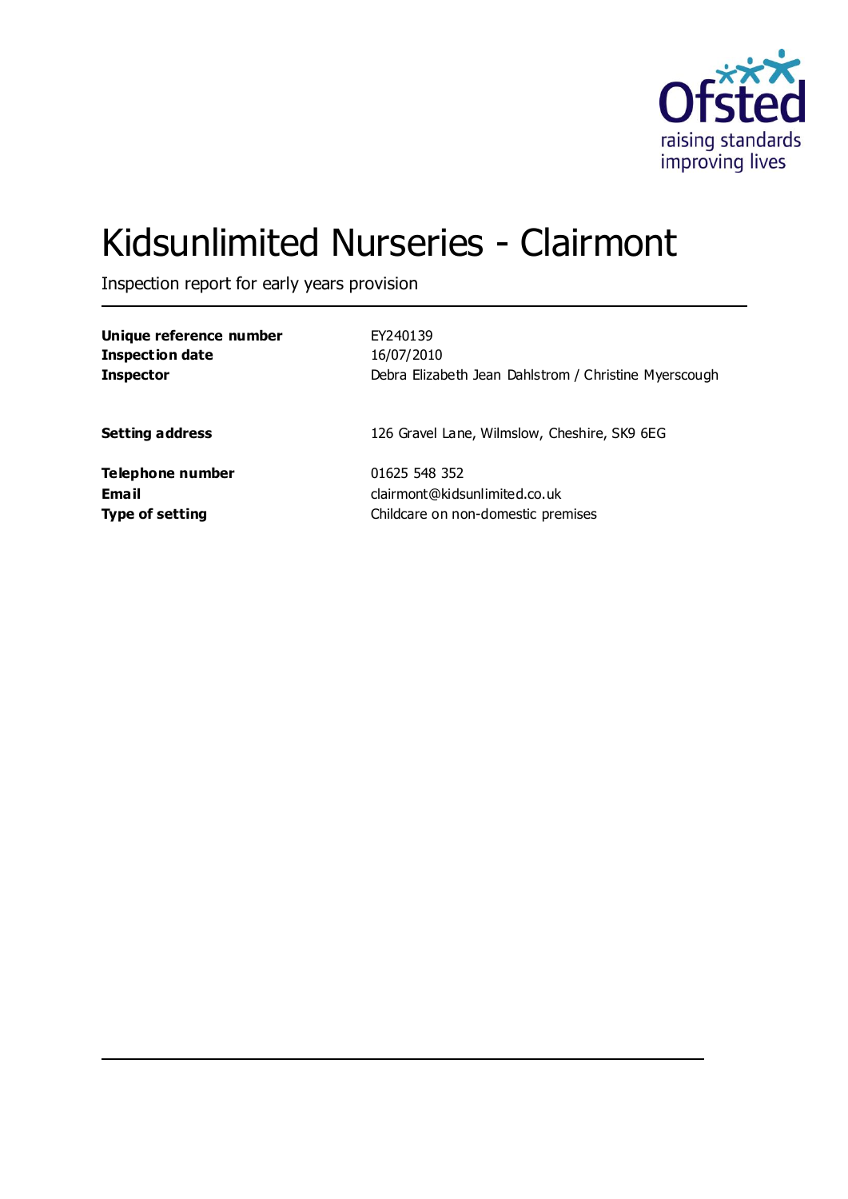# Kidsunlimited Nurseries - Clairmont

Inspection report for early years provision

| | |
|---|---|
| **Unique reference number** | EY240139 |
| **Inspection date** | 16/07/2010 |
| **Inspector** | Debra Elizabeth Jean Dahlstrom / Christine Myerscough |
| | |
| **Setting address** | 126 Gravel Lane, Wilmslow, Cheshire, SK9 6EG |
| | |
| **Telephone number** | 01625 548 352 |
| **Email** | clairmont@kidsunlimited.co.uk |
| **Type of setting** | Childcare on non-domestic premises |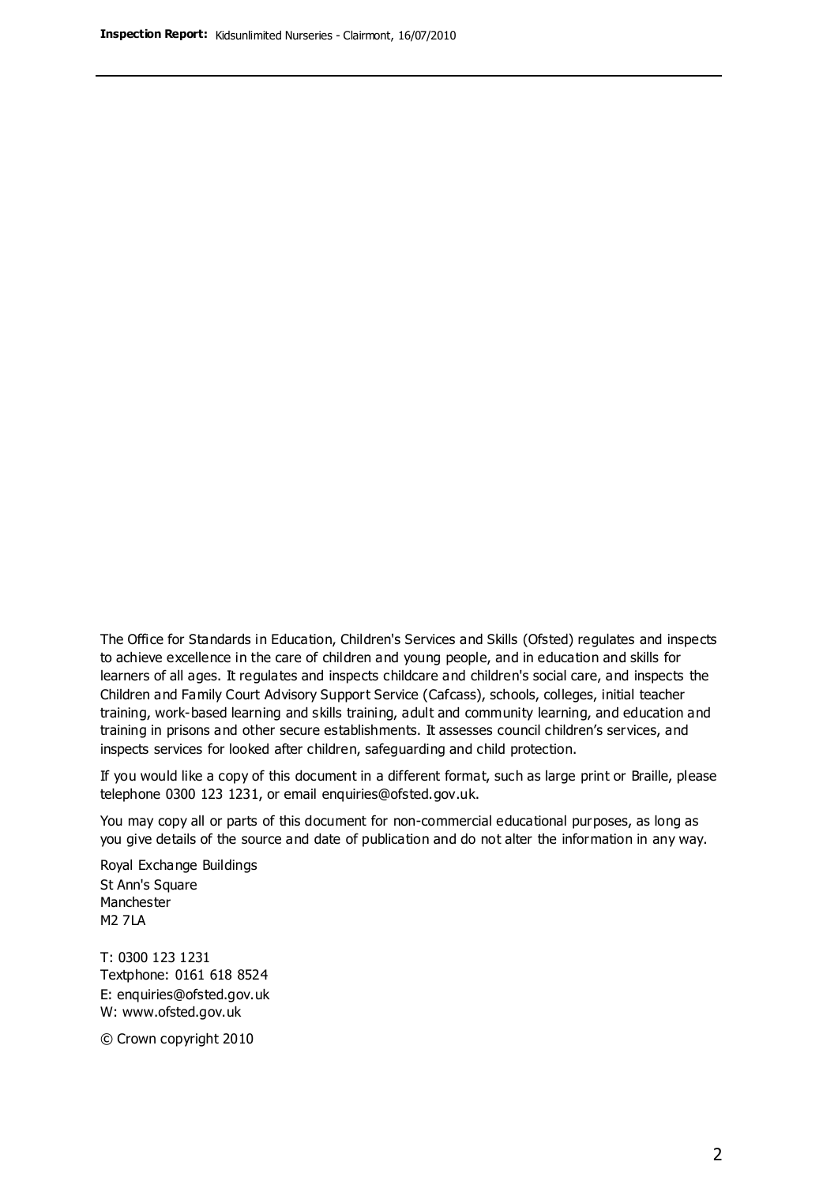The Office for Standards in Education, Children's Services and Skills (Ofsted) regulates and inspects to achieve excellence in the care of children and young people, and in education and skills for learners of all ages. It regulates and inspects childcare and children's social care, and inspects the Children and Family Court Advisory Support Service (Cafcass), schools, colleges, initial teacher training, work-based learning and skills training, adult and community learning, and education and training in prisons and other secure establishments. It assesses council children's services, and inspects services for looked after children, safeguarding and child protection.

If you would like a copy of this document in a different format, such as large print or Braille, please telephone 0300 123 1231, or email enquiries@ofsted.gov.uk.

You may copy all or parts of this document for non-commercial educational purposes, as long as you give details of the source and date of publication and do not alter the information in any way.

Royal Exchange Buildings
St Ann's Square
Manchester
M2 7LA

T: 0300 123 1231
Textphone: 0161 618 8524
E: enquiries@ofsted.gov.uk
W: www.ofsted.gov.uk

© Crown copyright 2010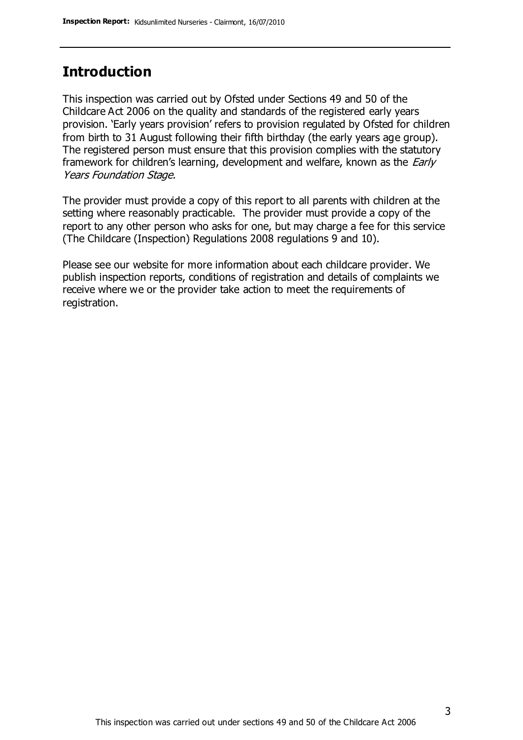## Introduction

This inspection was carried out by Ofsted under Sections 49 and 50 of the Childcare Act 2006 on the quality and standards of the registered early years provision. 'Early years provision' refers to provision regulated by Ofsted for children from birth to 31 August following their fifth birthday (the early years age group). The registered person must ensure that this provision complies with the statutory framework for children's learning, development and welfare, known as the *Early Years Foundation Stage.*

The provider must provide a copy of this report to all parents with children at the setting where reasonably practicable. The provider must provide a copy of the report to any other person who asks for one, but may charge a fee for this service (The Childcare (Inspection) Regulations 2008 regulations 9 and 10).

Please see our website for more information about each childcare provider. We publish inspection reports, conditions of registration and details of complaints we receive where we or the provider take action to meet the requirements of registration.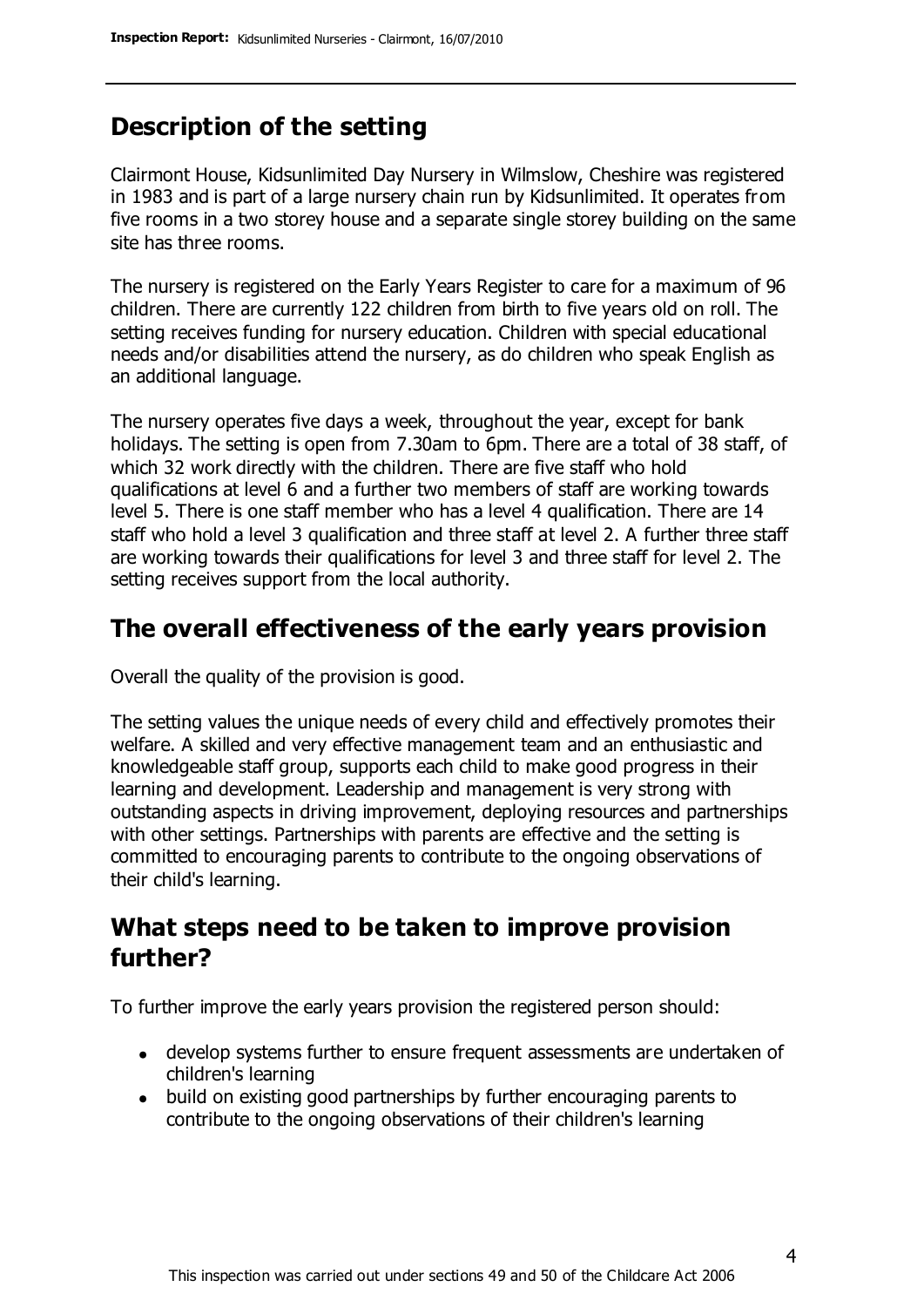## Description of the setting

Clairmont House, Kidsunlimited Day Nursery in Wilmslow, Cheshire was registered in 1983 and is part of a large nursery chain run by Kidsunlimited. It operates from five rooms in a two storey house and a separate single storey building on the same site has three rooms.

The nursery is registered on the Early Years Register to care for a maximum of 96 children. There are currently 122 children from birth to five years old on roll. The setting receives funding for nursery education. Children with special educational needs and/or disabilities attend the nursery, as do children who speak English as an additional language.

The nursery operates five days a week, throughout the year, except for bank holidays. The setting is open from 7.30am to 6pm. There are a total of 38 staff, of which 32 work directly with the children. There are five staff who hold qualifications at level 6 and a further two members of staff are working towards level 5. There is one staff member who has a level 4 qualification. There are 14 staff who hold a level 3 qualification and three staff at level 2. A further three staff are working towards their qualifications for level 3 and three staff for level 2. The setting receives support from the local authority.

## The overall effectiveness of the early years provision

Overall the quality of the provision is good.

The setting values the unique needs of every child and effectively promotes their welfare. A skilled and very effective management team and an enthusiastic and knowledgeable staff group, supports each child to make good progress in their learning and development. Leadership and management is very strong with outstanding aspects in driving improvement, deploying resources and partnerships with other settings. Partnerships with parents are effective and the setting is committed to encouraging parents to contribute to the ongoing observations of their child's learning.

## What steps need to be taken to improve provision further?

To further improve the early years provision the registered person should:

- develop systems further to ensure frequent assessments are undertaken of children's learning
- build on existing good partnerships by further encouraging parents to contribute to the ongoing observations of their children's learning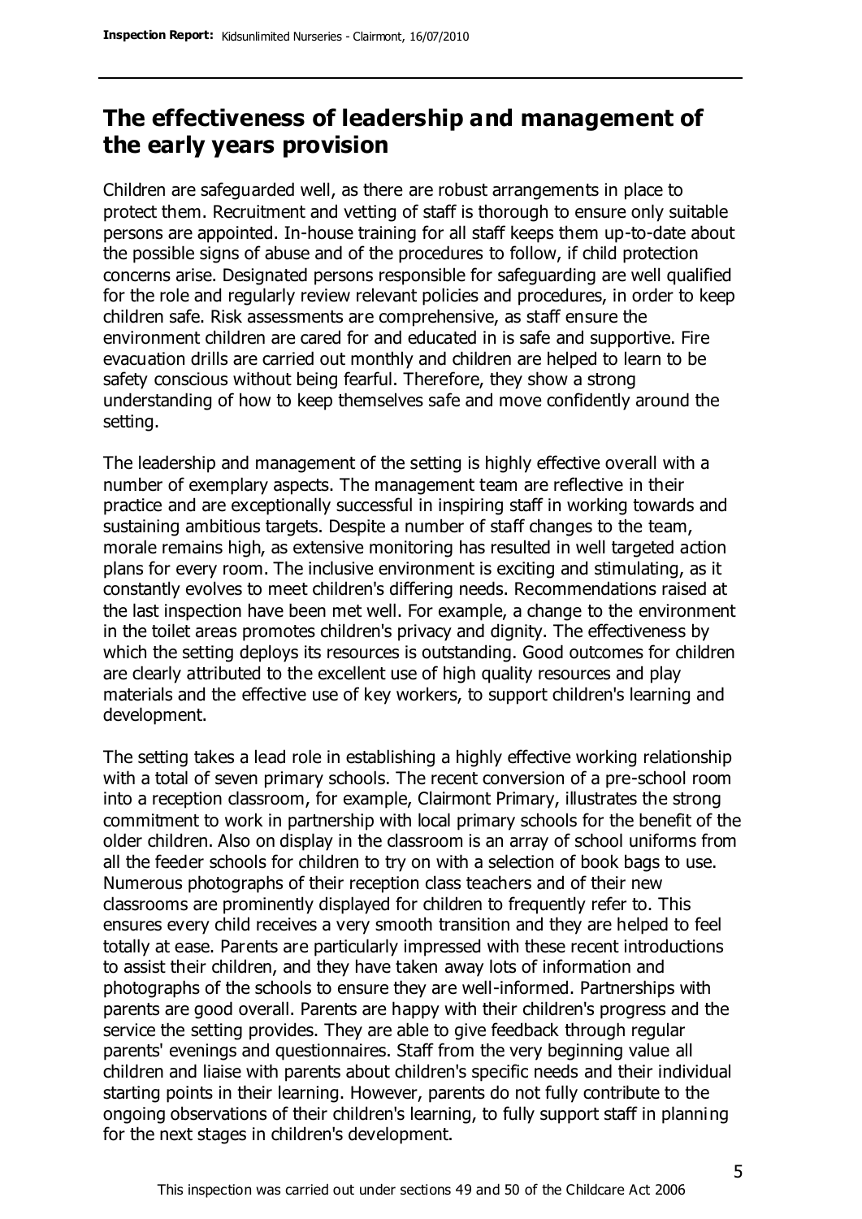## The effectiveness of leadership and management of the early years provision

Children are safeguarded well, as there are robust arrangements in place to protect them. Recruitment and vetting of staff is thorough to ensure only suitable persons are appointed. In-house training for all staff keeps them up-to-date about the possible signs of abuse and of the procedures to follow, if child protection concerns arise. Designated persons responsible for safeguarding are well qualified for the role and regularly review relevant policies and procedures, in order to keep children safe. Risk assessments are comprehensive, as staff ensure the environment children are cared for and educated in is safe and supportive. Fire evacuation drills are carried out monthly and children are helped to learn to be safety conscious without being fearful. Therefore, they show a strong understanding of how to keep themselves safe and move confidently around the setting.

The leadership and management of the setting is highly effective overall with a number of exemplary aspects. The management team are reflective in their practice and are exceptionally successful in inspiring staff in working towards and sustaining ambitious targets. Despite a number of staff changes to the team, morale remains high, as extensive monitoring has resulted in well targeted action plans for every room. The inclusive environment is exciting and stimulating, as it constantly evolves to meet children's differing needs. Recommendations raised at the last inspection have been met well. For example, a change to the environment in the toilet areas promotes children's privacy and dignity. The effectiveness by which the setting deploys its resources is outstanding. Good outcomes for children are clearly attributed to the excellent use of high quality resources and play materials and the effective use of key workers, to support children's learning and development.

The setting takes a lead role in establishing a highly effective working relationship with a total of seven primary schools. The recent conversion of a pre-school room into a reception classroom, for example, Clairmont Primary, illustrates the strong commitment to work in partnership with local primary schools for the benefit of the older children. Also on display in the classroom is an array of school uniforms from all the feeder schools for children to try on with a selection of book bags to use. Numerous photographs of their reception class teachers and of their new classrooms are prominently displayed for children to frequently refer to. This ensures every child receives a very smooth transition and they are helped to feel totally at ease. Parents are particularly impressed with these recent introductions to assist their children, and they have taken away lots of information and photographs of the schools to ensure they are well-informed. Partnerships with parents are good overall. Parents are happy with their children's progress and the service the setting provides. They are able to give feedback through regular parents' evenings and questionnaires. Staff from the very beginning value all children and liaise with parents about children's specific needs and their individual starting points in their learning. However, parents do not fully contribute to the ongoing observations of their children's learning, to fully support staff in planning for the next stages in children's development.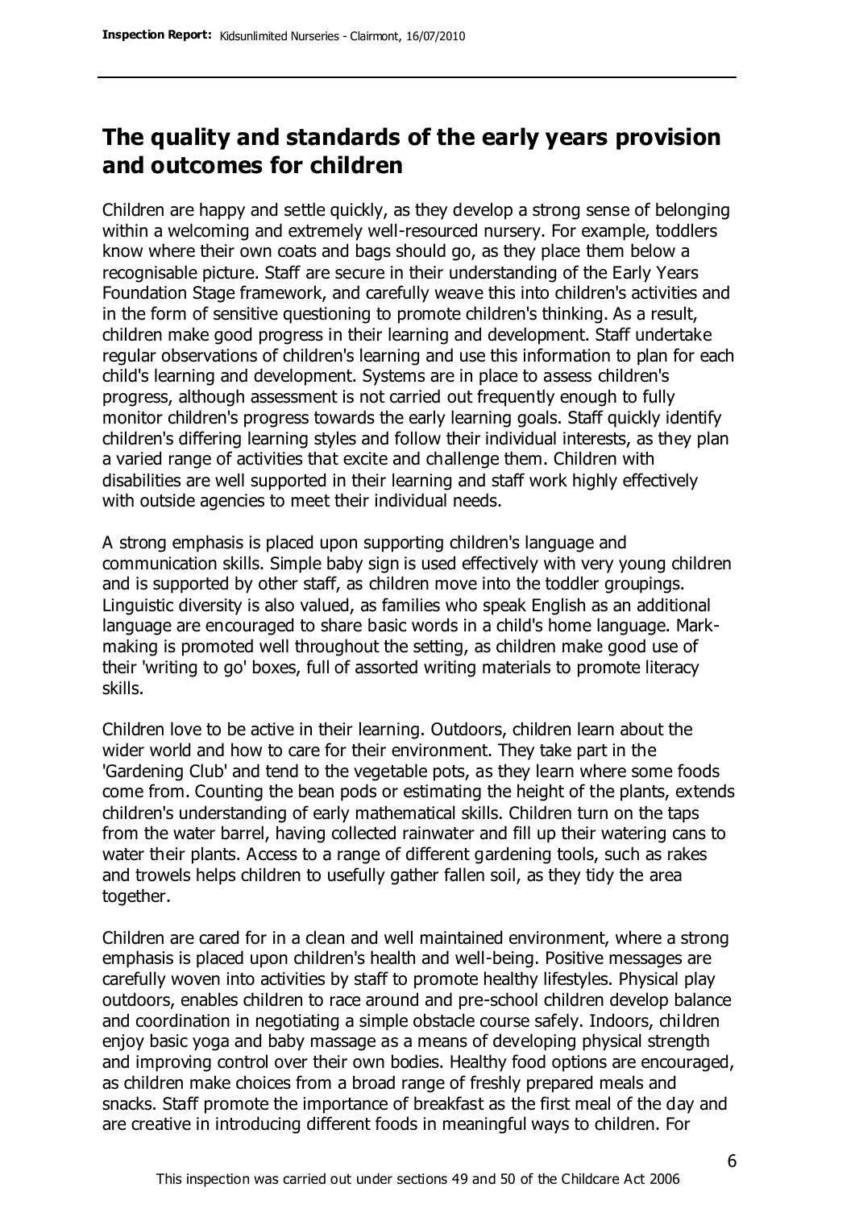## The quality and standards of the early years provision and outcomes for children

Children are happy and settle quickly, as they develop a strong sense of belonging within a welcoming and extremely well-resourced nursery. For example, toddlers know where their own coats and bags should go, as they place them below a recognisable picture. Staff are secure in their understanding of the Early Years Foundation Stage framework, and carefully weave this into children's activities and in the form of sensitive questioning to promote children's thinking. As a result, children make good progress in their learning and development. Staff undertake regular observations of children's learning and use this information to plan for each child's learning and development. Systems are in place to assess children's progress, although assessment is not carried out frequently enough to fully monitor children's progress towards the early learning goals. Staff quickly identify children's differing learning styles and follow their individual interests, as they plan a varied range of activities that excite and challenge them. Children with disabilities are well supported in their learning and staff work highly effectively with outside agencies to meet their individual needs.

A strong emphasis is placed upon supporting children's language and communication skills. Simple baby sign is used effectively with very young children and is supported by other staff, as children move into the toddler groupings. Linguistic diversity is also valued, as families who speak English as an additional language are encouraged to share basic words in a child's home language. Mark-making is promoted well throughout the setting, as children make good use of their 'writing to go' boxes, full of assorted writing materials to promote literacy skills.

Children love to be active in their learning. Outdoors, children learn about the wider world and how to care for their environment. They take part in the 'Gardening Club' and tend to the vegetable pots, as they learn where some foods come from. Counting the bean pods or estimating the height of the plants, extends children's understanding of early mathematical skills. Children turn on the taps from the water barrel, having collected rainwater and fill up their watering cans to water their plants. Access to a range of different gardening tools, such as rakes and trowels helps children to usefully gather fallen soil, as they tidy the area together.

Children are cared for in a clean and well maintained environment, where a strong emphasis is placed upon children's health and well-being. Positive messages are carefully woven into activities by staff to promote healthy lifestyles. Physical play outdoors, enables children to race around and pre-school children develop balance and coordination in negotiating a simple obstacle course safely. Indoors, children enjoy basic yoga and baby massage as a means of developing physical strength and improving control over their own bodies. Healthy food options are encouraged, as children make choices from a broad range of freshly prepared meals and snacks. Staff promote the importance of breakfast as the first meal of the day and are creative in introducing different foods in meaningful ways to children. For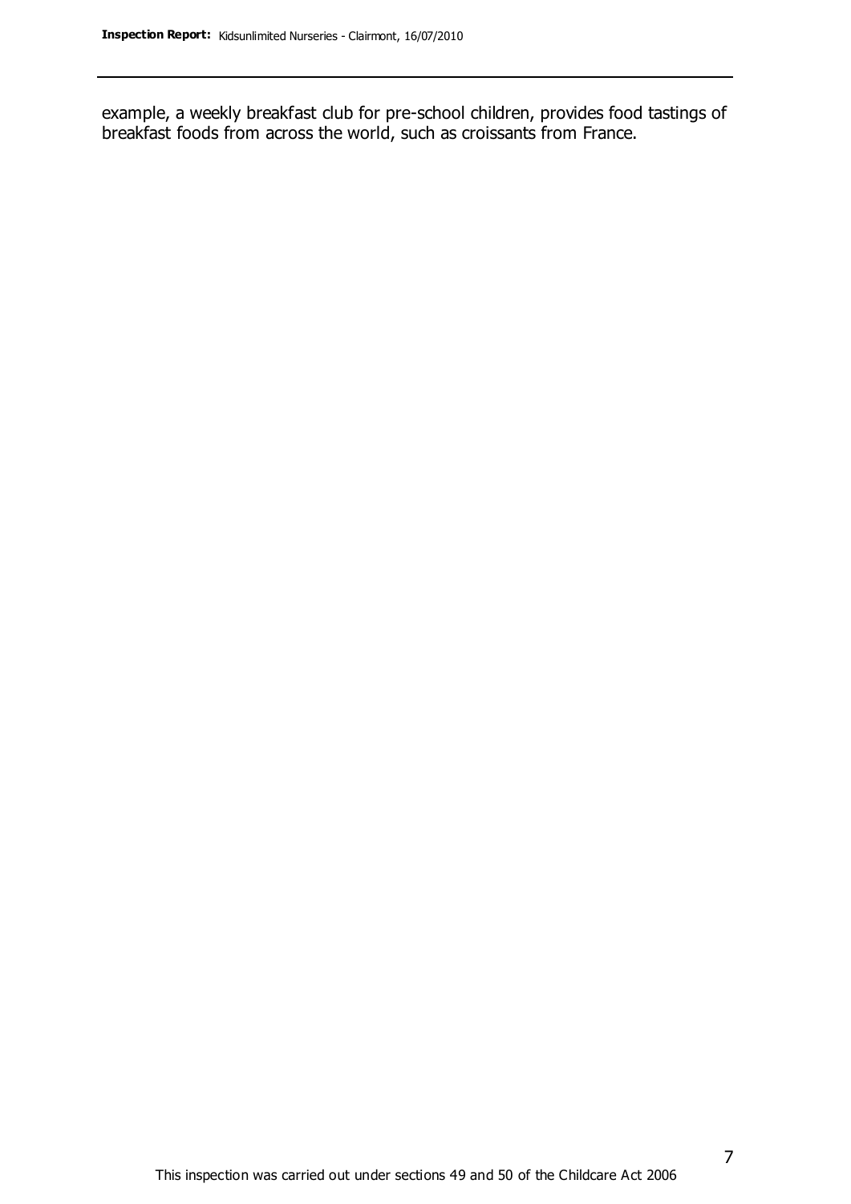example, a weekly breakfast club for pre-school children, provides food tastings of breakfast foods from across the world, such as croissants from France.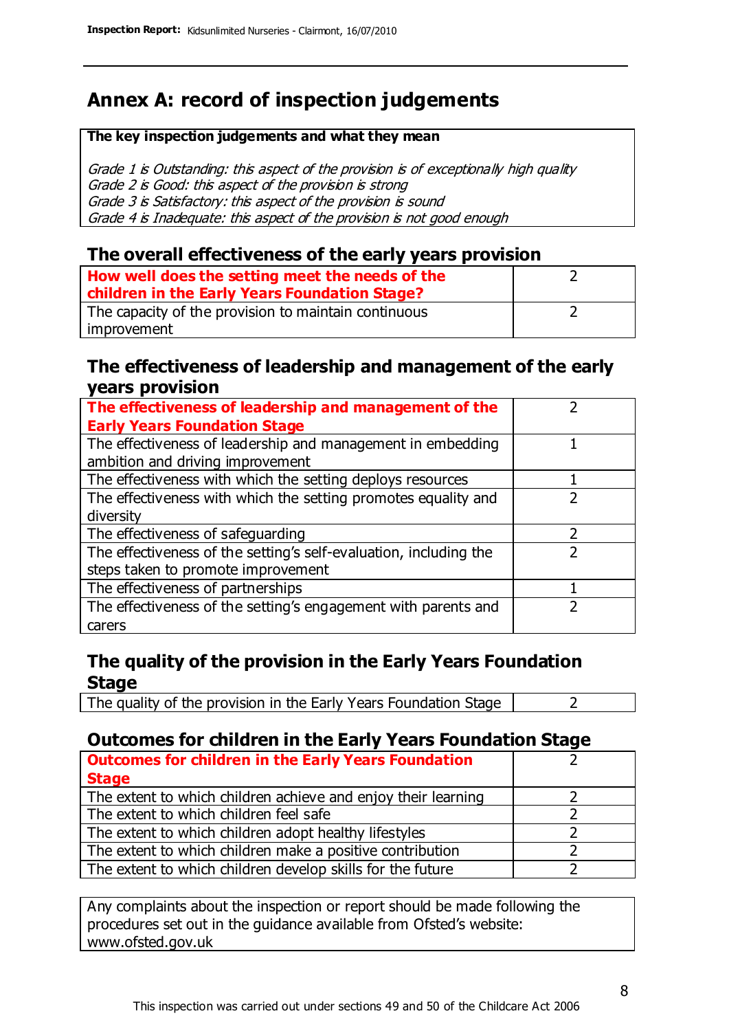# Annex A: record of inspection judgements

| |
|---|
| **The key inspection judgements and what they mean** |
| *Grade 1 is Outstanding: this aspect of the provision is of exceptionally high quality*<br>*Grade 2 is Good: this aspect of the provision is strong*<br>*Grade 3 is Satisfactory: this aspect of the provision is sound*<br>*Grade 4 is Inadequate: this aspect of the provision is not good enough* |

## The overall effectiveness of the early years provision

| | |
|---|---|
| **How well does the setting meet the needs of the children in the Early Years Foundation Stage?** | 2 |
| The capacity of the provision to maintain continuous improvement | 2 |

## The effectiveness of leadership and management of the early years provision

| | |
|---|---|
| **The effectiveness of leadership and management of the Early Years Foundation Stage** | 2 |
| The effectiveness of leadership and management in embedding ambition and driving improvement | 1 |
| The effectiveness with which the setting deploys resources | 1 |
| The effectiveness with which the setting promotes equality and diversity | 2 |
| The effectiveness of safeguarding | 2 |
| The effectiveness of the setting's self-evaluation, including the steps taken to promote improvement | 2 |
| The effectiveness of partnerships | 1 |
| The effectiveness of the setting's engagement with parents and carers | 2 |

## The quality of the provision in the Early Years Foundation Stage

| | |
|---|---|
| The quality of the provision in the Early Years Foundation Stage | 2 |

## Outcomes for children in the Early Years Foundation Stage

| | |
|---|---|
| **Outcomes for children in the Early Years Foundation Stage** | 2 |
| The extent to which children achieve and enjoy their learning | 2 |
| The extent to which children feel safe | 2 |
| The extent to which children adopt healthy lifestyles | 2 |
| The extent to which children make a positive contribution | 2 |
| The extent to which children develop skills for the future | 2 |

Any complaints about the inspection or report should be made following the procedures set out in the guidance available from Ofsted's website: www.ofsted.gov.uk

This inspection was carried out under sections 49 and 50 of the Childcare Act 2006